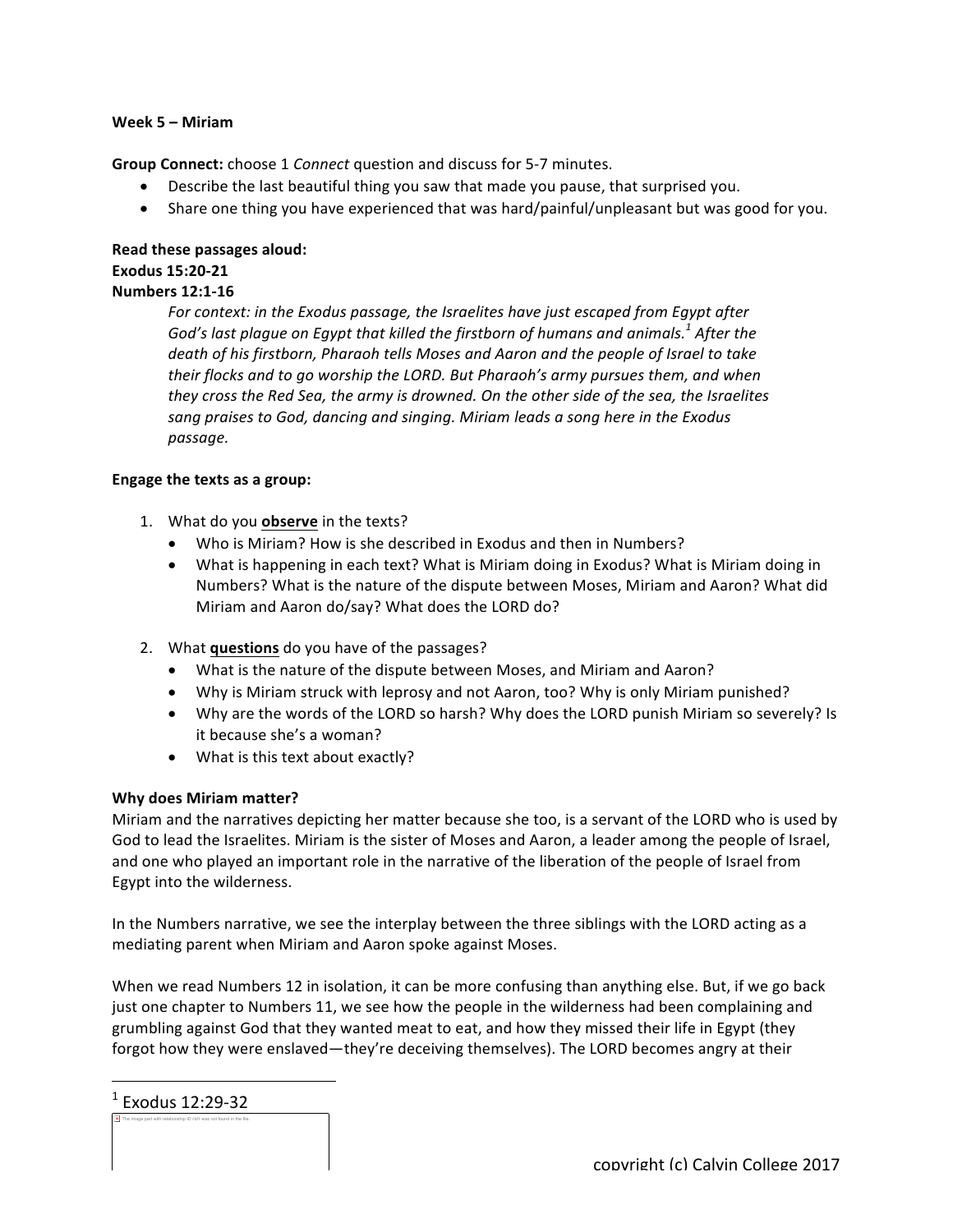**Week 5 – Miriam**

**Group Connect:** choose 1 *Connect* question and discuss for 5-7 minutes.

- Describe the last beautiful thing you saw that made you pause, that surprised you.
- Share one thing you have experienced that was hard/painful/unpleasant but was good for you.

**Read these passages aloud:**
**Exodus 15:20-21**
**Numbers 12:1-16**

> *For context: in the Exodus passage, the Israelites have just escaped from Egypt after God's last plague on Egypt that killed the firstborn of humans and animals.*[1] *After the death of his firstborn, Pharaoh tells Moses and Aaron and the people of Israel to take their flocks and to go worship the LORD. But Pharaoh's army pursues them, and when they cross the Red Sea, the army is drowned. On the other side of the sea, the Israelites sang praises to God, dancing and singing. Miriam leads a song here in the Exodus passage.*

**Engage the texts as a group:**

1. What do you **observe** in the texts?
   - Who is Miriam? How is she described in Exodus and then in Numbers?
   - What is happening in each text? What is Miriam doing in Exodus? What is Miriam doing in Numbers? What is the nature of the dispute between Moses, Miriam and Aaron? What did Miriam and Aaron do/say? What does the LORD do?

2. What **questions** do you have of the passages?
   - What is the nature of the dispute between Moses, and Miriam and Aaron?
   - Why is Miriam struck with leprosy and not Aaron, too? Why is only Miriam punished?
   - Why are the words of the LORD so harsh? Why does the LORD punish Miriam so severely? Is it because she's a woman?
   - What is this text about exactly?

**Why does Miriam matter?**

Miriam and the narratives depicting her matter because she too, is a servant of the LORD who is used by God to lead the Israelites. Miriam is the sister of Moses and Aaron, a leader among the people of Israel, and one who played an important role in the narrative of the liberation of the people of Israel from Egypt into the wilderness.

In the Numbers narrative, we see the interplay between the three siblings with the LORD acting as a mediating parent when Miriam and Aaron spoke against Moses.

When we read Numbers 12 in isolation, it can be more confusing than anything else. But, if we go back just one chapter to Numbers 11, we see how the people in the wilderness had been complaining and grumbling against God that they wanted meat to eat, and how they missed their life in Egypt (they forgot how they were enslaved—they're deceiving themselves). The LORD becomes angry at their

---

[1] Exodus 12:29-32

copyright (c) Calvin College 2017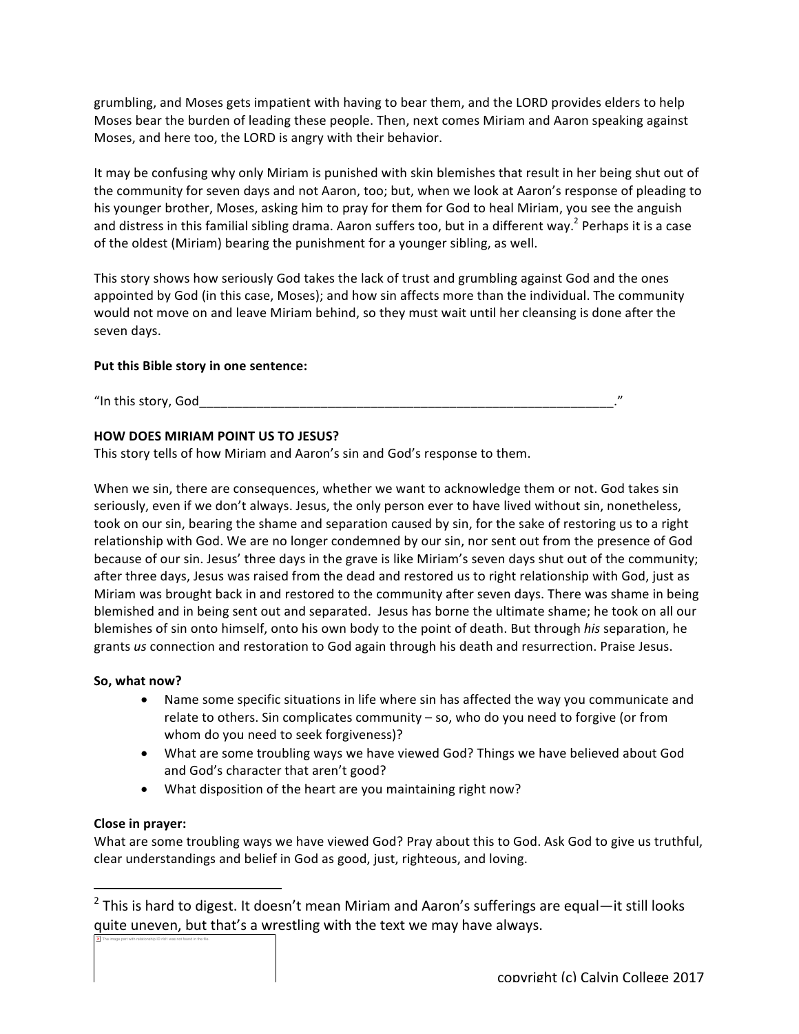grumbling, and Moses gets impatient with having to bear them, and the LORD provides elders to help Moses bear the burden of leading these people. Then, next comes Miriam and Aaron speaking against Moses, and here too, the LORD is angry with their behavior.

It may be confusing why only Miriam is punished with skin blemishes that result in her being shut out of the community for seven days and not Aaron, too; but, when we look at Aaron's response of pleading to his younger brother, Moses, asking him to pray for them for God to heal Miriam, you see the anguish and distress in this familial sibling drama. Aaron suffers too, but in a different way.[2] Perhaps it is a case of the oldest (Miriam) bearing the punishment for a younger sibling, as well.

This story shows how seriously God takes the lack of trust and grumbling against God and the ones appointed by God (in this case, Moses); and how sin affects more than the individual. The community would not move on and leave Miriam behind, so they must wait until her cleansing is done after the seven days.

**Put this Bible story in one sentence:**

"In this story, God_____________________________________________________________."

**HOW DOES MIRIAM POINT US TO JESUS?**

This story tells of how Miriam and Aaron's sin and God's response to them.

When we sin, there are consequences, whether we want to acknowledge them or not. God takes sin seriously, even if we don't always. Jesus, the only person ever to have lived without sin, nonetheless, took on our sin, bearing the shame and separation caused by sin, for the sake of restoring us to a right relationship with God. We are no longer condemned by our sin, nor sent out from the presence of God because of our sin. Jesus' three days in the grave is like Miriam's seven days shut out of the community; after three days, Jesus was raised from the dead and restored us to right relationship with God, just as Miriam was brought back in and restored to the community after seven days. There was shame in being blemished and in being sent out and separated. Jesus has borne the ultimate shame; he took on all our blemishes of sin onto himself, onto his own body to the point of death. But through *his* separation, he grants *us* connection and restoration to God again through his death and resurrection. Praise Jesus.

**So, what now?**

- Name some specific situations in life where sin has affected the way you communicate and relate to others. Sin complicates community – so, who do you need to forgive (or from whom do you need to seek forgiveness)?
- What are some troubling ways we have viewed God? Things we have believed about God and God's character that aren't good?
- What disposition of the heart are you maintaining right now?

**Close in prayer:**

What are some troubling ways we have viewed God? Pray about this to God. Ask God to give us truthful, clear understandings and belief in God as good, just, righteous, and loving.

---

[2] This is hard to digest. It doesn't mean Miriam and Aaron's sufferings are equal—it still looks quite uneven, but that's a wrestling with the text we may have always.

copyright (c) Calvin College 2017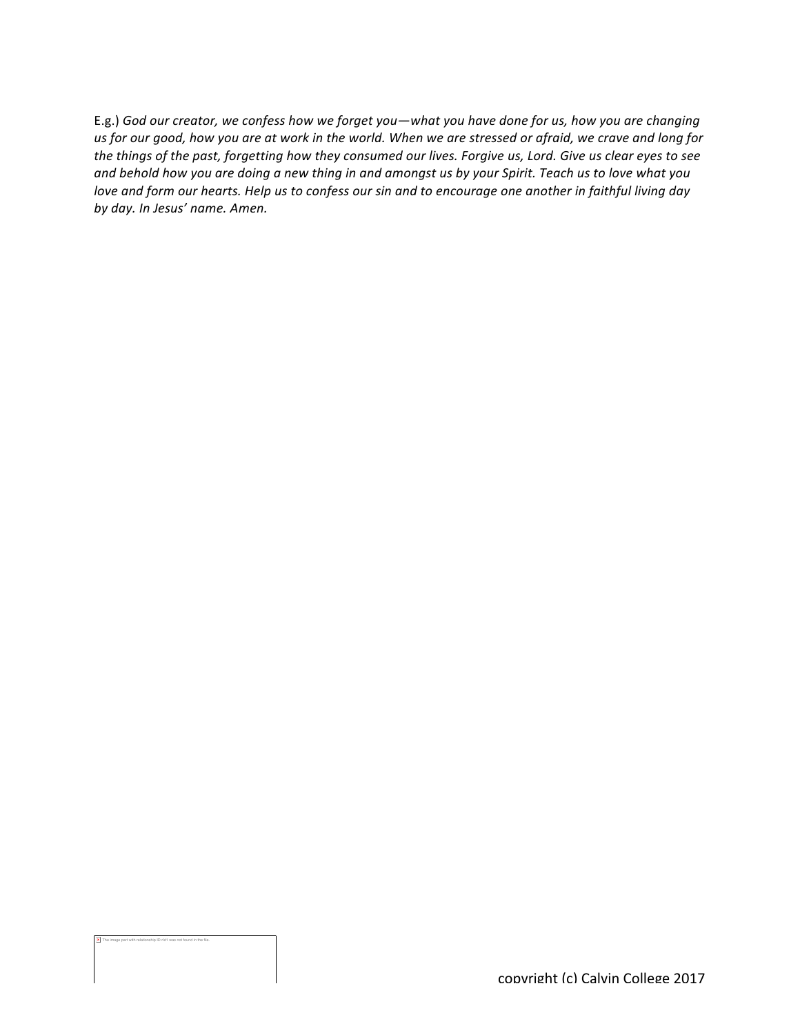E.g.) *God our creator, we confess how we forget you—what you have done for us, how you are changing us for our good, how you are at work in the world. When we are stressed or afraid, we crave and long for the things of the past, forgetting how they consumed our lives. Forgive us, Lord. Give us clear eyes to see and behold how you are doing a new thing in and amongst us by your Spirit. Teach us to love what you love and form our hearts. Help us to confess our sin and to encourage one another in faithful living day by day. In Jesus' name. Amen.*